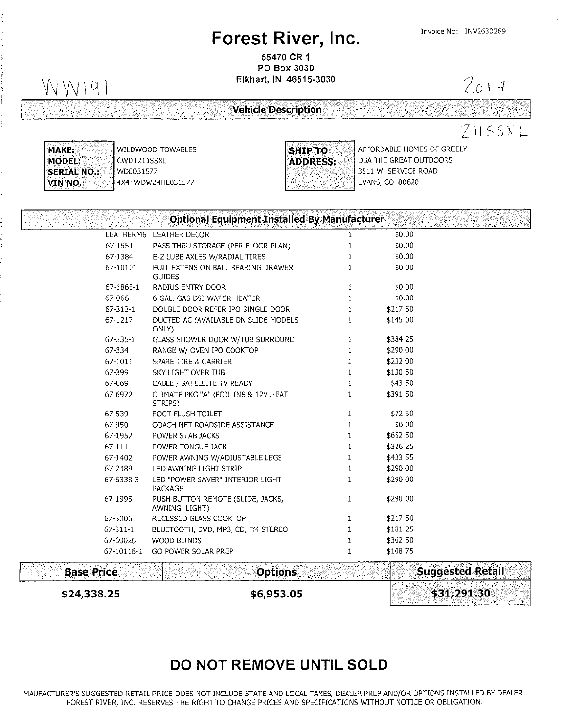# Forest River, Inc.

Invoice No: INV2630269

55470 CR 1
PO Box 3030
Elkhart, IN 46515-3030

WW191

2017

## Vehicle Description

211SSXL

| | |
|---|---|
| **MAKE:** | WILDWOOD TOWABLES |
| **MODEL:** | CWDT211SSXL |
| **SERIAL NO.:** | WDE031577 |
| **VIN NO.:** | 4X4TWDW24HE031577 |

**SHIP TO ADDRESS:**
AFFORDABLE HOMES OF GREELY
DBA THE GREAT OUTDOORS
3511 W. SERVICE ROAD
EVANS, CO 80620

## Optional Equipment Installed By Manufacturer

| Code | Description | Qty | Price |
|---|---|---|---|
| LEATHERM6 | LEATHER DECOR | 1 | $0.00 |
| 67-1551 | PASS THRU STORAGE (PER FLOOR PLAN) | 1 | $0.00 |
| 67-1384 | E-Z LUBE AXLES W/RADIAL TIRES | 1 | $0.00 |
| 67-10101 | FULL EXTENSION BALL BEARING DRAWER GUIDES | 1 | $0.00 |
| 67-1865-1 | RADIUS ENTRY DOOR | 1 | $0.00 |
| 67-066 | 6 GAL. GAS DSI WATER HEATER | 1 | $0.00 |
| 67-313-1 | DOUBLE DOOR REFER IPO SINGLE DOOR | 1 | $217.50 |
| 67-1217 | DUCTED AC (AVAILABLE ON SLIDE MODELS ONLY) | 1 | $145.00 |
| 67-535-1 | GLASS SHOWER DOOR W/TUB SURROUND | 1 | $384.25 |
| 67-334 | RANGE W/ OVEN IPO COOKTOP | 1 | $290.00 |
| 67-1011 | SPARE TIRE & CARRIER | 1 | $232.00 |
| 67-399 | SKY LIGHT OVER TUB | 1 | $130.50 |
| 67-069 | CABLE / SATELLITE TV READY | 1 | $43.50 |
| 67-6972 | CLIMATE PKG "A" (FOIL INS & 12V HEAT STRIPS) | 1 | $391.50 |
| 67-539 | FOOT FLUSH TOILET | 1 | $72.50 |
| 67-950 | COACH-NET ROADSIDE ASSISTANCE | 1 | $0.00 |
| 67-1952 | POWER STAB JACKS | 1 | $652.50 |
| 67-111 | POWER TONGUE JACK | 1 | $326.25 |
| 67-1402 | POWER AWNING W/ADJUSTABLE LEGS | 1 | $433.55 |
| 67-2489 | LED AWNING LIGHT STRIP | 1 | $290.00 |
| 67-6338-3 | LED "POWER SAVER" INTERIOR LIGHT PACKAGE | 1 | $290.00 |
| 67-1995 | PUSH BUTTON REMOTE (SLIDE, JACKS, AWNING, LIGHT) | 1 | $290.00 |
| 67-3006 | RECESSED GLASS COOKTOP | 1 | $217.50 |
| 67-311-1 | BLUETOOTH, DVD, MP3, CD, FM STEREO | 1 | $181.25 |
| 67-60026 | WOOD BLINDS | 1 | $362.50 |
| 67-10116-1 | GO POWER SOLAR PREP | 1 | $108.75 |

| Base Price | Options | Suggested Retail |
|---|---|---|
| $24,338.25 | $6,953.05 | $31,291.30 |

## DO NOT REMOVE UNTIL SOLD

MAUFACTURER'S SUGGESTED RETAIL PRICE DOES NOT INCLUDE STATE AND LOCAL TAXES, DEALER PREP AND/OR OPTIONS INSTALLED BY DEALER
FOREST RIVER, INC. RESERVES THE RIGHT TO CHANGE PRICES AND SPECIFICATIONS WITHOUT NOTICE OR OBLIGATION.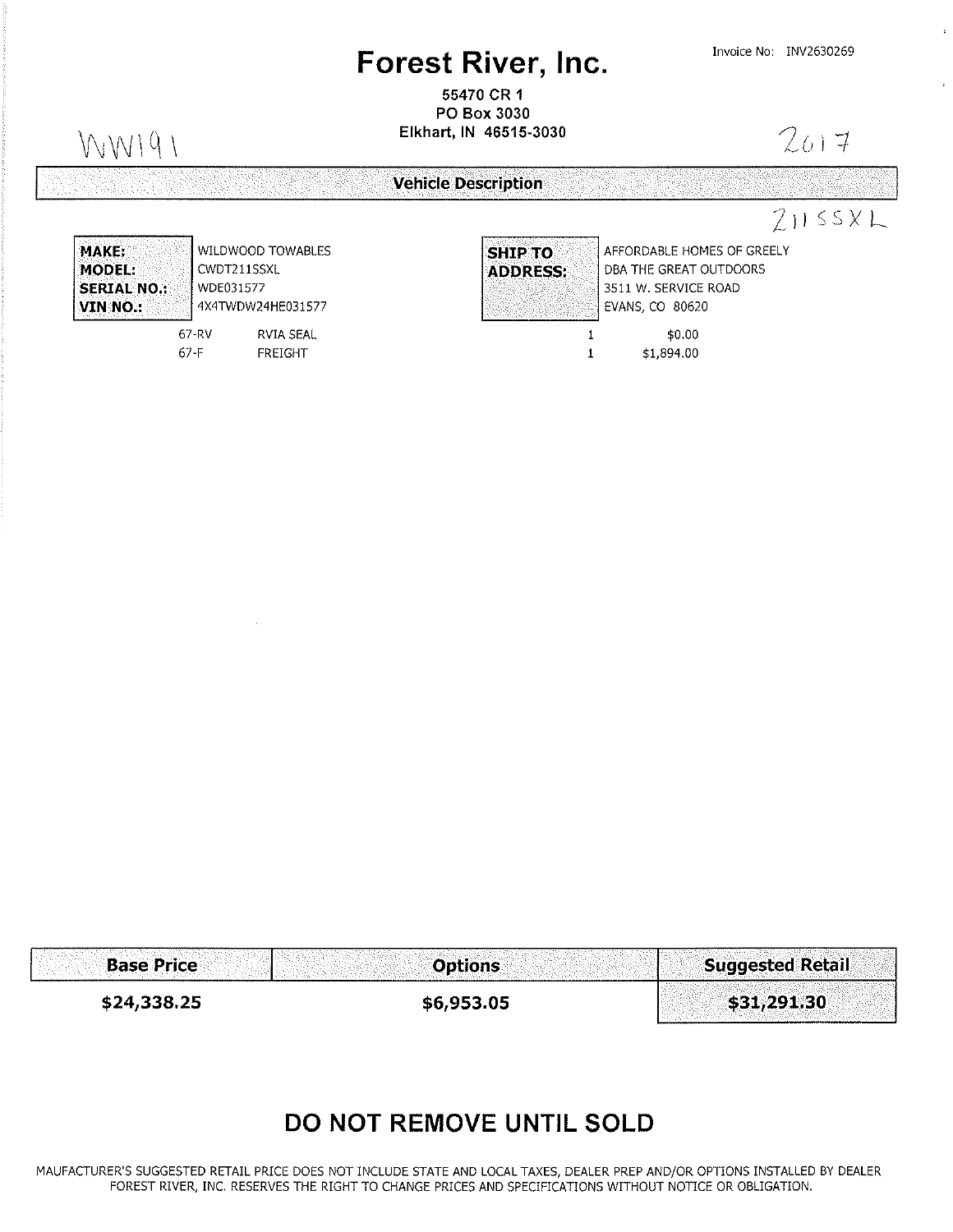Invoice No: INV2630269

# Forest River, Inc.

55470 CR 1
PO Box 3030
Elkhart, IN 46515-3030

WW191

2017

## Vehicle Description

211SSXL

| | |
|---|---|
| **MAKE:** | WILDWOOD TOWABLES |
| **MODEL:** | CWDT211SSXL |
| **SERIAL NO.:** | WDE031577 |
| **VIN NO.:** | 4X4TWDW24HE031577 |

| | |
|---|---|
| **SHIP TO ADDRESS:** | AFFORDABLE HOMES OF GREELY<br>DBA THE GREAT OUTDOORS<br>3511 W. SERVICE ROAD<br>EVANS, CO 80620 |

| | | | |
|---|---|---|---|
| 67-RV | RVIA SEAL | 1 | $0.00 |
| 67-F | FREIGHT | 1 | $1,894.00 |

| Base Price | Options | Suggested Retail |
|---|---|---|
| $24,338.25 | $6,953.05 | $31,291.30 |

# DO NOT REMOVE UNTIL SOLD

MAUFACTURER'S SUGGESTED RETAIL PRICE DOES NOT INCLUDE STATE AND LOCAL TAXES, DEALER PREP AND/OR OPTIONS INSTALLED BY DEALER
FOREST RIVER, INC. RESERVES THE RIGHT TO CHANGE PRICES AND SPECIFICATIONS WITHOUT NOTICE OR OBLIGATION.